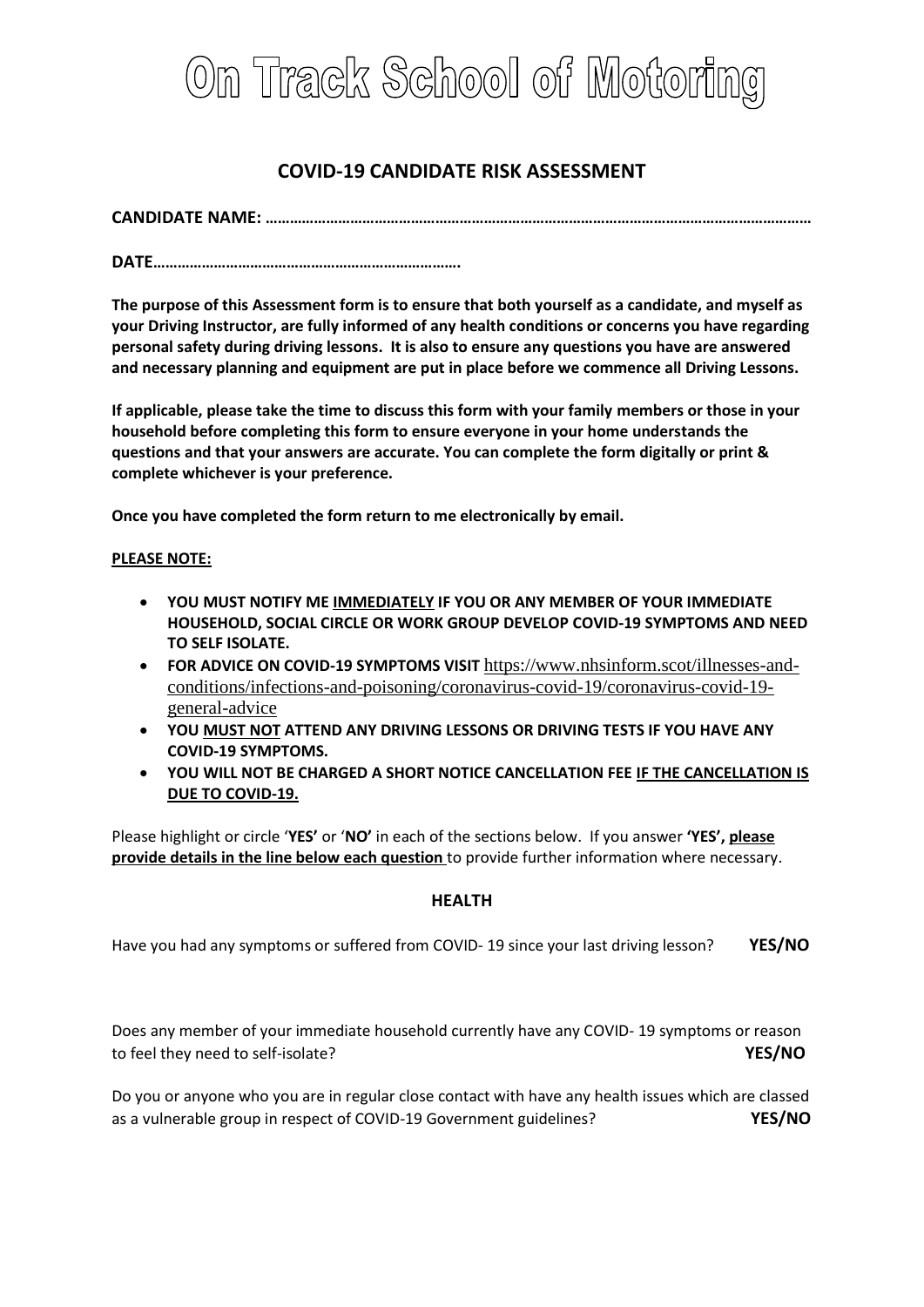# On Track School of Motoring

## COVID-19 CANDIDATE RISK ASSESSMENT

**CANDIDATE NAME: ……………………………………………………………………………………………………………………**

**DATE………………………………………………………………….**

**The purpose of this Assessment form is to ensure that both yourself as a candidate, and myself as your Driving Instructor, are fully informed of any health conditions or concerns you have regarding personal safety during driving lessons. It is also to ensure any questions you have are answered and necessary planning and equipment are put in place before we commence all Driving Lessons.**

**If applicable, please take the time to discuss this form with your family members or those in your household before completing this form to ensure everyone in your home understands the questions and that your answers are accurate. You can complete the form digitally or print & complete whichever is your preference.**

**Once you have completed the form return to me electronically by email.**

**<u>PLEASE NOTE:</u>**

- **YOU MUST NOTIFY ME <u>IMMEDIATELY</u> IF YOU OR ANY MEMBER OF YOUR IMMEDIATE HOUSEHOLD, SOCIAL CIRCLE OR WORK GROUP DEVELOP COVID-19 SYMPTOMS AND NEED TO SELF ISOLATE.**
- **FOR ADVICE ON COVID-19 SYMPTOMS VISIT** https://www.nhsinform.scot/illnesses-and-conditions/infections-and-poisoning/coronavirus-covid-19/coronavirus-covid-19-general-advice
- **YOU <u>MUST NOT</u> ATTEND ANY DRIVING LESSONS OR DRIVING TESTS IF YOU HAVE ANY COVID-19 SYMPTOMS.**
- **YOU WILL NOT BE CHARGED A SHORT NOTICE CANCELLATION FEE <u>IF THE CANCELLATION IS DUE TO COVID-19.</u>**

Please highlight or circle '**YES**' or '**NO**' in each of the sections below. If you answer **'YES', <u>please provide details in the line below each question</u>** to provide further information where necessary.

### HEALTH

Have you had any symptoms or suffered from COVID- 19 since your last driving lesson? **YES/NO**

Does any member of your immediate household currently have any COVID- 19 symptoms or reason to feel they need to self-isolate? **YES/NO**

Do you or anyone who you are in regular close contact with have any health issues which are classed as a vulnerable group in respect of COVID-19 Government guidelines? **YES/NO**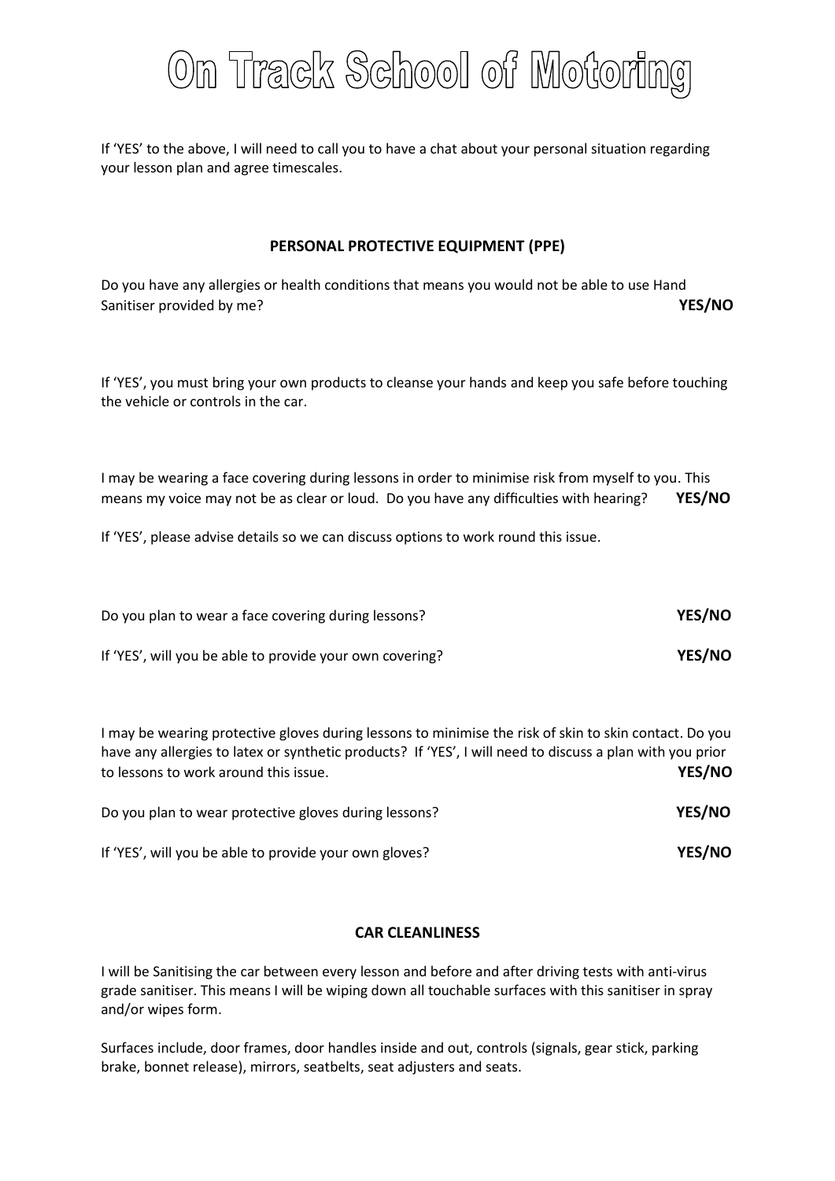# On Track School of Motoring

If 'YES' to the above, I will need to call you to have a chat about your personal situation regarding your lesson plan and agree timescales.

## PERSONAL PROTECTIVE EQUIPMENT (PPE)

Do you have any allergies or health conditions that means you would not be able to use Hand Sanitiser provided by me? **YES/NO**

If 'YES', you must bring your own products to cleanse your hands and keep you safe before touching the vehicle or controls in the car.

I may be wearing a face covering during lessons in order to minimise risk from myself to you. This means my voice may not be as clear or loud. Do you have any difficulties with hearing? **YES/NO**

If 'YES', please advise details so we can discuss options to work round this issue.

Do you plan to wear a face covering during lessons? **YES/NO**

If 'YES', will you be able to provide your own covering? **YES/NO**

I may be wearing protective gloves during lessons to minimise the risk of skin to skin contact. Do you have any allergies to latex or synthetic products? If 'YES', I will need to discuss a plan with you prior to lessons to work around this issue. **YES/NO**

Do you plan to wear protective gloves during lessons? **YES/NO**

If 'YES', will you be able to provide your own gloves? **YES/NO**

## CAR CLEANLINESS

I will be Sanitising the car between every lesson and before and after driving tests with anti-virus grade sanitiser. This means I will be wiping down all touchable surfaces with this sanitiser in spray and/or wipes form.

Surfaces include, door frames, door handles inside and out, controls (signals, gear stick, parking brake, bonnet release), mirrors, seatbelts, seat adjusters and seats.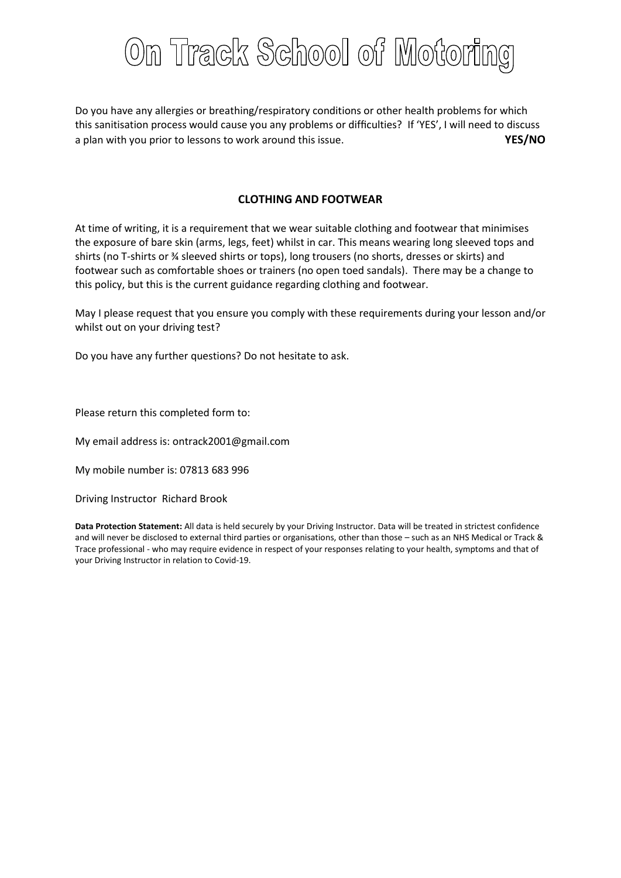# On Track School of Motoring

Do you have any allergies or breathing/respiratory conditions or other health problems for which this sanitisation process would cause you any problems or difficulties? If 'YES', I will need to discuss a plan with you prior to lessons to work around this issue. **YES/NO**

## CLOTHING AND FOOTWEAR

At time of writing, it is a requirement that we wear suitable clothing and footwear that minimises the exposure of bare skin (arms, legs, feet) whilst in car. This means wearing long sleeved tops and shirts (no T-shirts or ¾ sleeved shirts or tops), long trousers (no shorts, dresses or skirts) and footwear such as comfortable shoes or trainers (no open toed sandals). There may be a change to this policy, but this is the current guidance regarding clothing and footwear.

May I please request that you ensure you comply with these requirements during your lesson and/or whilst out on your driving test?

Do you have any further questions? Do not hesitate to ask.

Please return this completed form to:

My email address is: ontrack2001@gmail.com

My mobile number is: 07813 683 996

Driving Instructor Richard Brook

**Data Protection Statement:** All data is held securely by your Driving Instructor. Data will be treated in strictest confidence and will never be disclosed to external third parties or organisations, other than those – such as an NHS Medical or Track & Trace professional - who may require evidence in respect of your responses relating to your health, symptoms and that of your Driving Instructor in relation to Covid-19.